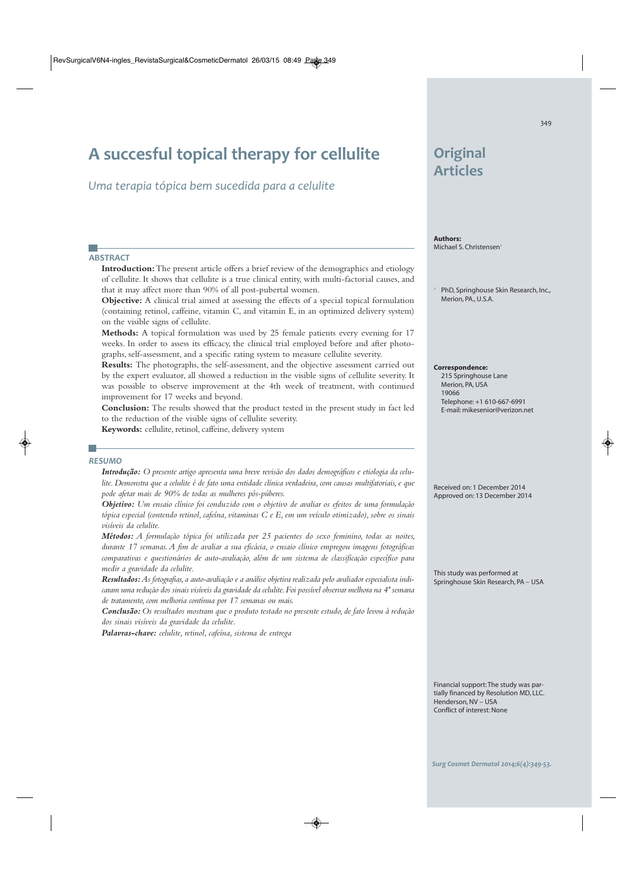# A succesful topical therapy for cellulite

*Uma terapia tópica bem sucedida para a celulite*

## Original Articles

**Authors:**
Michael S. Christensen[1]

[1] PhD, Springhouse Skin Research, Inc., Merion, PA., U.S.A.

**Correspondence:**
215 Springhouse Lane
Merion, PA, USA
19066
Telephone: +1 610-667-6991
E-mail: mikesenior@verizon.net

Received on: 1 December 2014
Approved on: 13 December 2014

This study was performed at Springhouse Skin Research, PA – USA

Financial support: The study was partially financed by Resolution MD, LLC. Henderson, NV – USA
Conflict of interest: None

## ABSTRACT

**Introduction:** The present article offers a brief review of the demographics and etiology of cellulite. It shows that cellulite is a true clinical entity, with multi-factorial causes, and that it may affect more than 90% of all post-pubertal women.

**Objective:** A clinical trial aimed at assessing the effects of a special topical formulation (containing retinol, caffeine, vitamin C, and vitamin E, in an optimized delivery system) on the visible signs of cellulite.

**Methods:** A topical formulation was used by 25 female patients every evening for 17 weeks. In order to assess its efficacy, the clinical trial employed before and after photographs, self-assessment, and a specific rating system to measure cellulite severity.

**Results:** The photographs, the self-assessment, and the objective assessment carried out by the expert evaluator, all showed a reduction in the visible signs of cellulite severity. It was possible to observe improvement at the 4th week of treatment, with continued improvement for 17 weeks and beyond.

**Conclusion:** The results showed that the product tested in the present study in fact led to the reduction of the visible signs of cellulite severity.

**Keywords:** cellulite, retinol, caffeine, delivery system

## *RESUMO*

***Introdução:*** *O presente artigo apresenta uma breve revisão dos dados demográficos e etiologia da celulite. Demonstra que a celulite é de fato uma entidade clínica verdadeira, com causas multifatoriais, e que pode afetar mais de 90% de todas as mulheres pós-púberes.*

***Objetivo:*** *Um ensaio clínico foi conduzido com o objetivo de avaliar os efeitos de uma formulação tópica especial (contendo retinol, cafeína, vitaminas C e E, em um veículo otimizado), sobre os sinais visíveis da celulite.*

***Métodos:*** *A formulação tópica foi utilizada por 25 pacientes do sexo feminino, todas as noites, durante 17 semanas. A fim de avaliar a sua eficácia, o ensaio clínico empregou imagens fotográficas comparativas e questionários de auto-avaliação, além de um sistema de classificação específico para medir a gravidade da celulite.*

***Resultados:*** *As fotografias, a auto-avaliação e a análise objetiva realizada pelo avaliador especialista indicaram uma redução dos sinais visíveis da gravidade da celulite. Foi possível observar melhora na 4ª semana de tratamento, com melhoria contínua por 17 semanas ou mais.*

***Conclusão:*** *Os resultados mostram que o produto testado no presente estudo, de fato levou à redução dos sinais visíveis da gravidade da celulite.*

***Palavras-chave:*** *celulite, retinol, cafeína, sistema de entrega*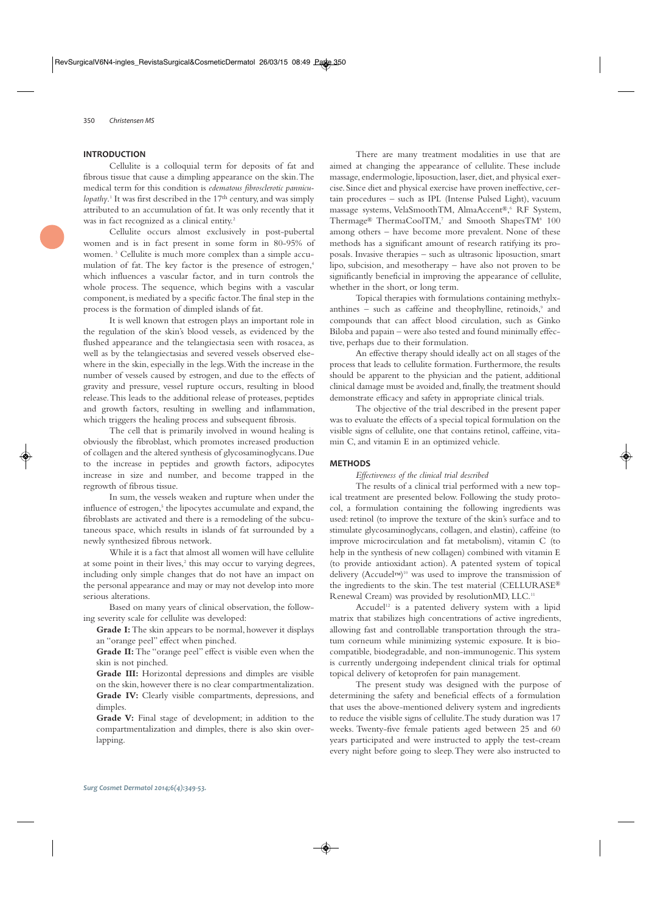## INTRODUCTION

Cellulite is a colloquial term for deposits of fat and fibrous tissue that cause a dimpling appearance on the skin. The medical term for this condition is *edematous fibrosclerotic panniculopathy*.[1] It was first described in the 17th century, and was simply attributed to an accumulation of fat. It was only recently that it was in fact recognized as a clinical entity.[2]

Cellulite occurs almost exclusively in post-pubertal women and is in fact present in some form in 80-95% of women. [3] Cellulite is much more complex than a simple accumulation of fat. The key factor is the presence of estrogen,[4] which influences a vascular factor, and in turn controls the whole process. The sequence, which begins with a vascular component, is mediated by a specific factor. The final step in the process is the formation of dimpled islands of fat.

It is well known that estrogen plays an important role in the regulation of the skin's blood vessels, as evidenced by the flushed appearance and the telangiectasia seen with rosacea, as well as by the telangiectasias and severed vessels observed elsewhere in the skin, especially in the legs. With the increase in the number of vessels caused by estrogen, and due to the effects of gravity and pressure, vessel rupture occurs, resulting in blood release. This leads to the additional release of proteases, peptides and growth factors, resulting in swelling and inflammation, which triggers the healing process and subsequent fibrosis.

The cell that is primarily involved in wound healing is obviously the fibroblast, which promotes increased production of collagen and the altered synthesis of glycosaminoglycans. Due to the increase in peptides and growth factors, adipocytes increase in size and number, and become trapped in the regrowth of fibrous tissue.

In sum, the vessels weaken and rupture when under the influence of estrogen,[5] the lipocytes accumulate and expand, the fibroblasts are activated and there is a remodeling of the subcutaneous space, which results in islands of fat surrounded by a newly synthesized fibrous network.

While it is a fact that almost all women will have cellulite at some point in their lives,[2] this may occur to varying degrees, including only simple changes that do not have an impact on the personal appearance and may or may not develop into more serious alterations.

Based on many years of clinical observation, the following severity scale for cellulite was developed:

**Grade I:** The skin appears to be normal, however it displays an "orange peel" effect when pinched.

**Grade II:** The "orange peel" effect is visible even when the skin is not pinched.

**Grade III:** Horizontal depressions and dimples are visible on the skin, however there is no clear compartmentalization.

**Grade IV:** Clearly visible compartments, depressions, and dimples.

**Grade V:** Final stage of development; in addition to the compartmentalization and dimples, there is also skin overlapping.

There are many treatment modalities in use that are aimed at changing the appearance of cellulite. These include massage, endermologie, liposuction, laser, diet, and physical exercise. Since diet and physical exercise have proven ineffective, certain procedures – such as IPL (Intense Pulsed Light), vacuum massage systems, VelaSmoothTM, AlmaAccent®,[6] RF System, Thermage® ThermaCoolTM,[7] and Smooth ShapesTM[8] 100 among others – have become more prevalent. None of these methods has a significant amount of research ratifying its proposals. Invasive therapies – such as ultrasonic liposuction, smart lipo, subcision, and mesotherapy – have also not proven to be significantly beneficial in improving the appearance of cellulite, whether in the short, or long term.

Topical therapies with formulations containing methylxanthines – such as caffeine and theophylline, retinoids,[9] and compounds that can affect blood circulation, such as Ginko Biloba and papain – were also tested and found minimally effective, perhaps due to their formulation.

An effective therapy should ideally act on all stages of the process that leads to cellulite formation. Furthermore, the results should be apparent to the physician and the patient, additional clinical damage must be avoided and, finally, the treatment should demonstrate efficacy and safety in appropriate clinical trials.

The objective of the trial described in the present paper was to evaluate the effects of a special topical formulation on the visible signs of cellulite, one that contains retinol, caffeine, vitamin C, and vitamin E in an optimized vehicle.

## METHODS

*Effectiveness of the clinical trial described*

The results of a clinical trial performed with a new topical treatment are presented below. Following the study protocol, a formulation containing the following ingredients was used: retinol (to improve the texture of the skin's surface and to stimulate glycosaminoglycans, collagen, and elastin), caffeine (to improve microcirculation and fat metabolism), vitamin C (to help in the synthesis of new collagen) combined with vitamin E (to provide antioxidant action). A patented system of topical delivery (Accudel™)[10] was used to improve the transmission of the ingredients to the skin. The test material (CELLURASE® Renewal Cream) was provided by resolutionMD, LLC.[11]

Accudel[12] is a patented delivery system with a lipid matrix that stabilizes high concentrations of active ingredients, allowing fast and controllable transportation through the stratum corneum while minimizing systemic exposure. It is biocompatible, biodegradable, and non-immunogenic. This system is currently undergoing independent clinical trials for optimal topical delivery of ketoprofen for pain management.

The present study was designed with the purpose of determining the safety and beneficial effects of a formulation that uses the above-mentioned delivery system and ingredients to reduce the visible signs of cellulite. The study duration was 17 weeks. Twenty-five female patients aged between 25 and 60 years participated and were instructed to apply the test-cream every night before going to sleep. They were also instructed to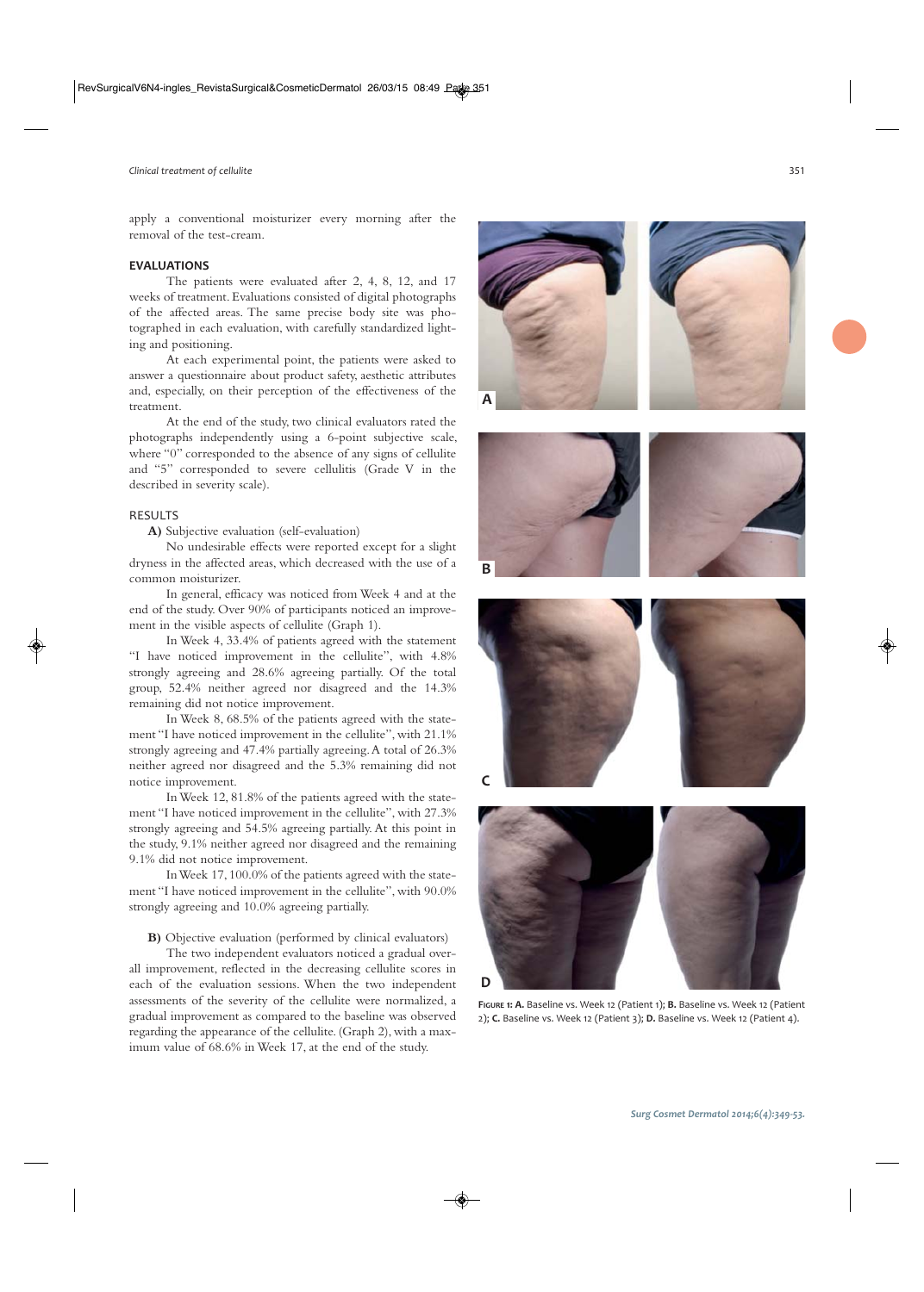apply a conventional moisturizer every morning after the removal of the test-cream.

## EVALUATIONS

The patients were evaluated after 2, 4, 8, 12, and 17 weeks of treatment. Evaluations consisted of digital photographs of the affected areas. The same precise body site was photographed in each evaluation, with carefully standardized lighting and positioning.

At each experimental point, the patients were asked to answer a questionnaire about product safety, aesthetic attributes and, especially, on their perception of the effectiveness of the treatment.

At the end of the study, two clinical evaluators rated the photographs independently using a 6-point subjective scale, where "0" corresponded to the absence of any signs of cellulite and "5" corresponded to severe cellulitis (Grade V in the described in severity scale).

## RESULTS

**A)** Subjective evaluation (self-evaluation)

No undesirable effects were reported except for a slight dryness in the affected areas, which decreased with the use of a common moisturizer.

In general, efficacy was noticed from Week 4 and at the end of the study. Over 90% of participants noticed an improvement in the visible aspects of cellulite (Graph 1).

In Week 4, 33.4% of patients agreed with the statement "I have noticed improvement in the cellulite", with 4.8% strongly agreeing and 28.6% agreeing partially. Of the total group, 52.4% neither agreed nor disagreed and the 14.3% remaining did not notice improvement.

In Week 8, 68.5% of the patients agreed with the statement "I have noticed improvement in the cellulite", with 21.1% strongly agreeing and 47.4% partially agreeing. A total of 26.3% neither agreed nor disagreed and the 5.3% remaining did not notice improvement.

In Week 12, 81.8% of the patients agreed with the statement "I have noticed improvement in the cellulite", with 27.3% strongly agreeing and 54.5% agreeing partially. At this point in the study, 9.1% neither agreed nor disagreed and the remaining 9.1% did not notice improvement.

In Week 17, 100.0% of the patients agreed with the statement "I have noticed improvement in the cellulite", with 90.0% strongly agreeing and 10.0% agreeing partially.

**B)** Objective evaluation (performed by clinical evaluators)

The two independent evaluators noticed a gradual overall improvement, reflected in the decreasing cellulite scores in each of the evaluation sessions. When the two independent assessments of the severity of the cellulite were normalized, a gradual improvement as compared to the baseline was observed regarding the appearance of the cellulite. (Graph 2), with a maximum value of 68.6% in Week 17, at the end of the study.

**Figure 1: A.** Baseline vs. Week 12 (Patient 1); **B.** Baseline vs. Week 12 (Patient 2); **C.** Baseline vs. Week 12 (Patient 3); **D.** Baseline vs. Week 12 (Patient 4).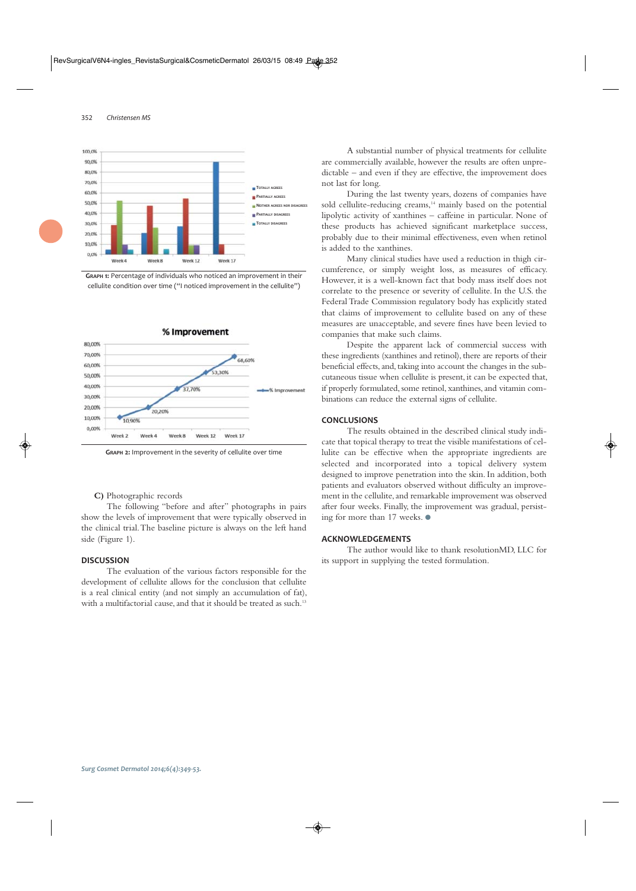GRAPH 1: Percentage of individuals who noticed an improvement in their cellulite condition over time ("I noticed improvement in the cellulite")

GRAPH 2: Improvement in the severity of cellulite over time

**C)** Photographic records

The following "before and after" photographs in pairs show the levels of improvement that were typically observed in the clinical trial. The baseline picture is always on the left hand side (Figure 1).

## DISCUSSION

The evaluation of the various factors responsible for the development of cellulite allows for the conclusion that cellulite is a real clinical entity (and not simply an accumulation of fat), with a multifactorial cause, and that it should be treated as such.[13]

A substantial number of physical treatments for cellulite are commercially available, however the results are often unpredictable – and even if they are effective, the improvement does not last for long.

During the last twenty years, dozens of companies have sold cellulite-reducing creams,[14] mainly based on the potential lipolytic activity of xanthines – caffeine in particular. None of these products has achieved significant marketplace success, probably due to their minimal effectiveness, even when retinol is added to the xanthines.

Many clinical studies have used a reduction in thigh circumference, or simply weight loss, as measures of efficacy. However, it is a well-known fact that body mass itself does not correlate to the presence or severity of cellulite. In the U.S. the Federal Trade Commission regulatory body has explicitly stated that claims of improvement to cellulite based on any of these measures are unacceptable, and severe fines have been levied to companies that make such claims.

Despite the apparent lack of commercial success with these ingredients (xanthines and retinol), there are reports of their beneficial effects, and, taking into account the changes in the subcutaneous tissue when cellulite is present, it can be expected that, if properly formulated, some retinol, xanthines, and vitamin combinations can reduce the external signs of cellulite.

## CONCLUSIONS

The results obtained in the described clinical study indicate that topical therapy to treat the visible manifestations of cellulite can be effective when the appropriate ingredients are selected and incorporated into a topical delivery system designed to improve penetration into the skin. In addition, both patients and evaluators observed without difficulty an improvement in the cellulite, and remarkable improvement was observed after four weeks. Finally, the improvement was gradual, persisting for more than 17 weeks. ●

## ACKNOWLEDGEMENTS

The author would like to thank resolutionMD, LLC for its support in supplying the tested formulation.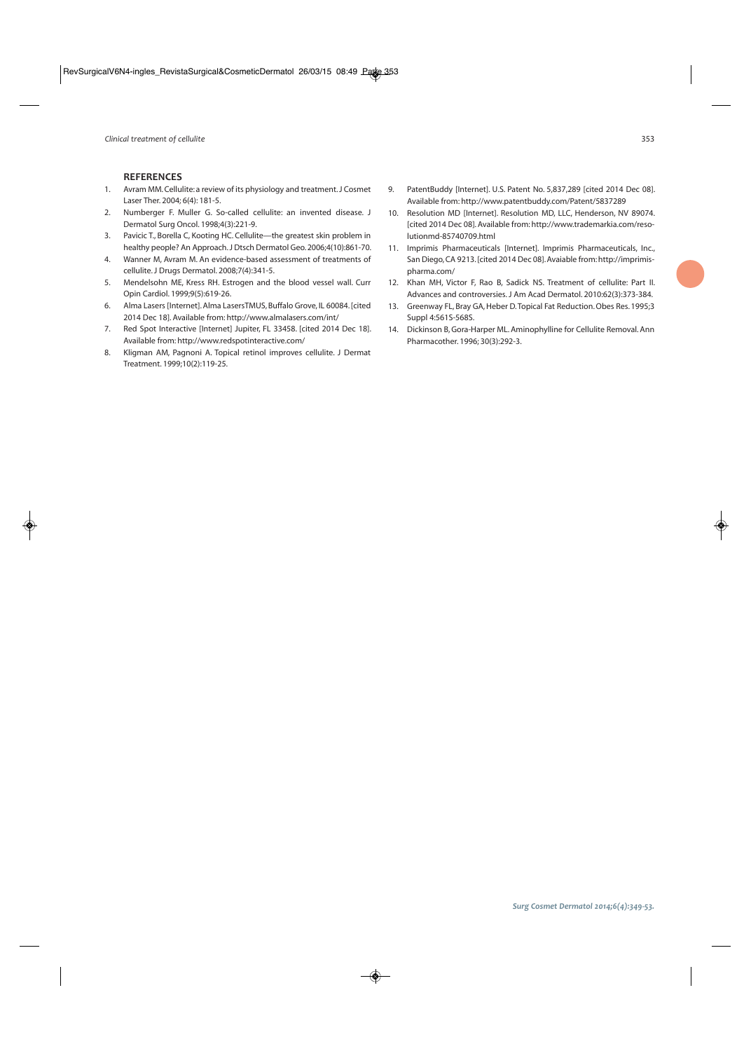## REFERENCES

1. Avram MM. Cellulite: a review of its physiology and treatment. J Cosmet Laser Ther. 2004; 6(4): 181-5.
2. Numberger F. Muller G. So-called cellulite: an invented disease. J Dermatol Surg Oncol. 1998;4(3):221-9.
3. Pavicic T., Borella C, Kooting HC. Cellulite—the greatest skin problem in healthy people? An Approach. J Dtsch Dermatol Geo. 2006;4(10):861-70.
4. Wanner M, Avram M. An evidence-based assessment of treatments of cellulite. J Drugs Dermatol. 2008;7(4):341-5.
5. Mendelsohn ME, Kress RH. Estrogen and the blood vessel wall. Curr Opin Cardiol. 1999;9(5):619-26.
6. Alma Lasers [Internet]. Alma LasersTMUS, Buffalo Grove, IL 60084. [cited 2014 Dec 18]. Available from: http://www.almalasers.com/int/
7. Red Spot Interactive [Internet] Jupiter, FL 33458. [cited 2014 Dec 18]. Available from: http://www.redspotinteractive.com/
8. Kligman AM, Pagnoni A. Topical retinol improves cellulite. J Dermat Treatment. 1999;10(2):119-25.
9. PatentBuddy [Internet]. U.S. Patent No. 5,837,289 [cited 2014 Dec 08]. Available from: http://www.patentbuddy.com/Patent/5837289
10. Resolution MD [Internet]. Resolution MD, LLC, Henderson, NV 89074. [cited 2014 Dec 08]. Available from: http://www.trademarkia.com/resolutionmd-85740709.html
11. Imprimis Pharmaceuticals [Internet]. Imprimis Pharmaceuticals, Inc., San Diego, CA 9213. [cited 2014 Dec 08]. Avaiable from: http://imprimispharma.com/
12. Khan MH, Victor F, Rao B, Sadick NS. Treatment of cellulite: Part II. Advances and controversies. J Am Acad Dermatol. 2010:62(3):373-384.
13. Greenway FL, Bray GA, Heber D. Topical Fat Reduction. Obes Res. 1995;3 Suppl 4:561S-568S.
14. Dickinson B, Gora-Harper ML. Aminophylline for Cellulite Removal. Ann Pharmacother. 1996; 30(3):292-3.